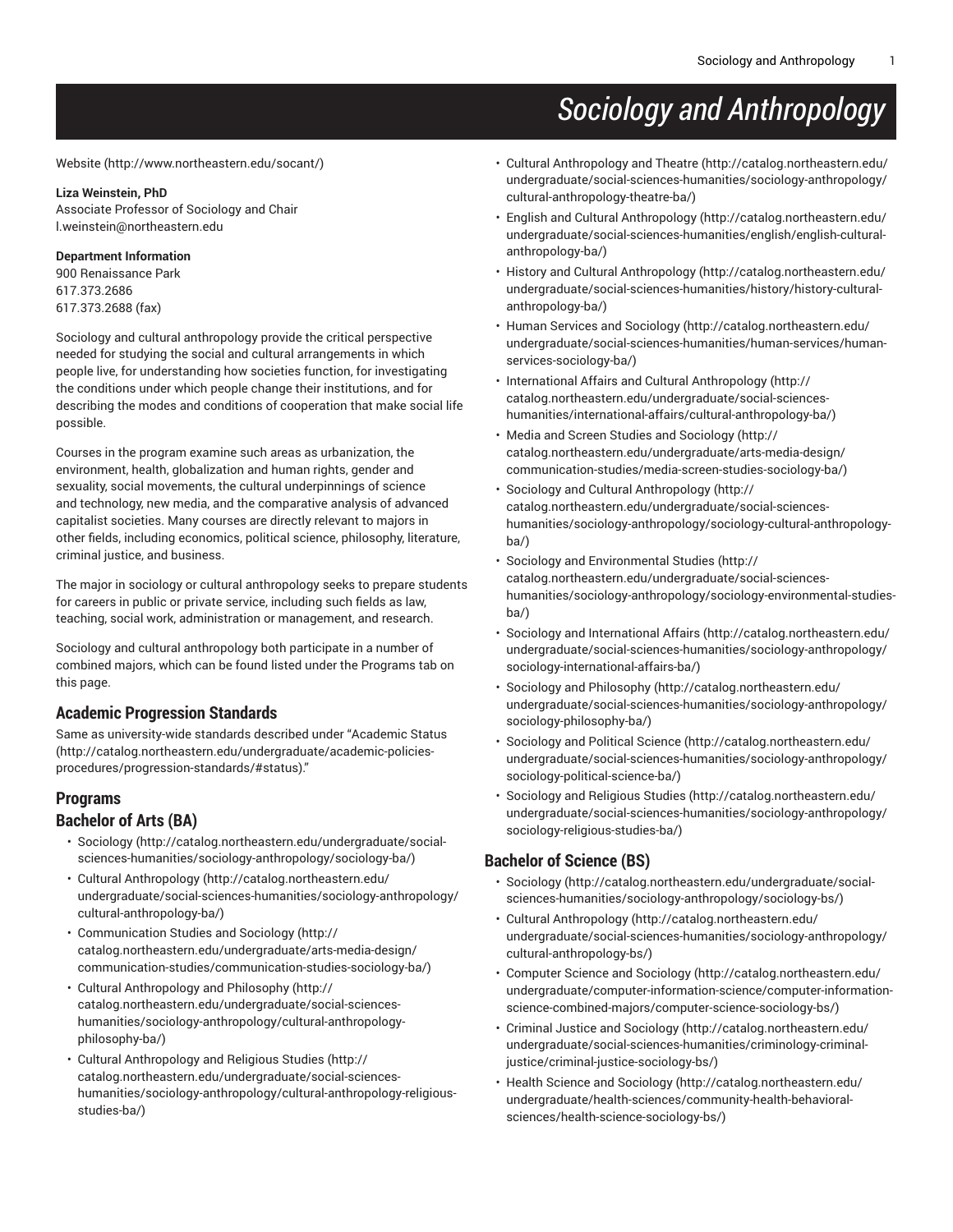# Sociology and Anthropology

Website (http://www.northeastern.edu/socant/)

**Liza Weinstein, PhD**
Associate Professor of Sociology and Chair
l.weinstein@northeastern.edu

**Department Information**
900 Renaissance Park
617.373.2686
617.373.2688 (fax)

Sociology and cultural anthropology provide the critical perspective needed for studying the social and cultural arrangements in which people live, for understanding how societies function, for investigating the conditions under which people change their institutions, and for describing the modes and conditions of cooperation that make social life possible.

Courses in the program examine such areas as urbanization, the environment, health, globalization and human rights, gender and sexuality, social movements, the cultural underpinnings of science and technology, new media, and the comparative analysis of advanced capitalist societies. Many courses are directly relevant to majors in other fields, including economics, political science, philosophy, literature, criminal justice, and business.

The major in sociology or cultural anthropology seeks to prepare students for careers in public or private service, including such fields as law, teaching, social work, administration or management, and research.

Sociology and cultural anthropology both participate in a number of combined majors, which can be found listed under the Programs tab on this page.

## Academic Progression Standards

Same as university-wide standards described under "Academic Status (http://catalog.northeastern.edu/undergraduate/academic-policies-procedures/progression-standards/#status)."

## Programs

### Bachelor of Arts (BA)

- Sociology (http://catalog.northeastern.edu/undergraduate/social-sciences-humanities/sociology-anthropology/sociology-ba/)
- Cultural Anthropology (http://catalog.northeastern.edu/undergraduate/social-sciences-humanities/sociology-anthropology/cultural-anthropology-ba/)
- Communication Studies and Sociology (http://catalog.northeastern.edu/undergraduate/arts-media-design/communication-studies/communication-studies-sociology-ba/)
- Cultural Anthropology and Philosophy (http://catalog.northeastern.edu/undergraduate/social-sciences-humanities/sociology-anthropology/cultural-anthropology-philosophy-ba/)
- Cultural Anthropology and Religious Studies (http://catalog.northeastern.edu/undergraduate/social-sciences-humanities/sociology-anthropology/cultural-anthropology-religious-studies-ba/)
- Cultural Anthropology and Theatre (http://catalog.northeastern.edu/undergraduate/social-sciences-humanities/sociology-anthropology/cultural-anthropology-theatre-ba/)
- English and Cultural Anthropology (http://catalog.northeastern.edu/undergraduate/social-sciences-humanities/english/english-cultural-anthropology-ba/)
- History and Cultural Anthropology (http://catalog.northeastern.edu/undergraduate/social-sciences-humanities/history/history-cultural-anthropology-ba/)
- Human Services and Sociology (http://catalog.northeastern.edu/undergraduate/social-sciences-humanities/human-services/human-services-sociology-ba/)
- International Affairs and Cultural Anthropology (http://catalog.northeastern.edu/undergraduate/social-sciences-humanities/international-affairs/cultural-anthropology-ba/)
- Media and Screen Studies and Sociology (http://catalog.northeastern.edu/undergraduate/arts-media-design/communication-studies/media-screen-studies-sociology-ba/)
- Sociology and Cultural Anthropology (http://catalog.northeastern.edu/undergraduate/social-sciences-humanities/sociology-anthropology/sociology-cultural-anthropology-ba/)
- Sociology and Environmental Studies (http://catalog.northeastern.edu/undergraduate/social-sciences-humanities/sociology-anthropology/sociology-environmental-studies-ba/)
- Sociology and International Affairs (http://catalog.northeastern.edu/undergraduate/social-sciences-humanities/sociology-anthropology/sociology-international-affairs-ba/)
- Sociology and Philosophy (http://catalog.northeastern.edu/undergraduate/social-sciences-humanities/sociology-anthropology/sociology-philosophy-ba/)
- Sociology and Political Science (http://catalog.northeastern.edu/undergraduate/social-sciences-humanities/sociology-anthropology/sociology-political-science-ba/)
- Sociology and Religious Studies (http://catalog.northeastern.edu/undergraduate/social-sciences-humanities/sociology-anthropology/sociology-religious-studies-ba/)

### Bachelor of Science (BS)

- Sociology (http://catalog.northeastern.edu/undergraduate/social-sciences-humanities/sociology-anthropology/sociology-bs/)
- Cultural Anthropology (http://catalog.northeastern.edu/undergraduate/social-sciences-humanities/sociology-anthropology/cultural-anthropology-bs/)
- Computer Science and Sociology (http://catalog.northeastern.edu/undergraduate/computer-information-science/computer-information-science-combined-majors/computer-science-sociology-bs/)
- Criminal Justice and Sociology (http://catalog.northeastern.edu/undergraduate/social-sciences-humanities/criminology-criminal-justice/criminal-justice-sociology-bs/)
- Health Science and Sociology (http://catalog.northeastern.edu/undergraduate/health-sciences/community-health-behavioral-sciences/health-science-sociology-bs/)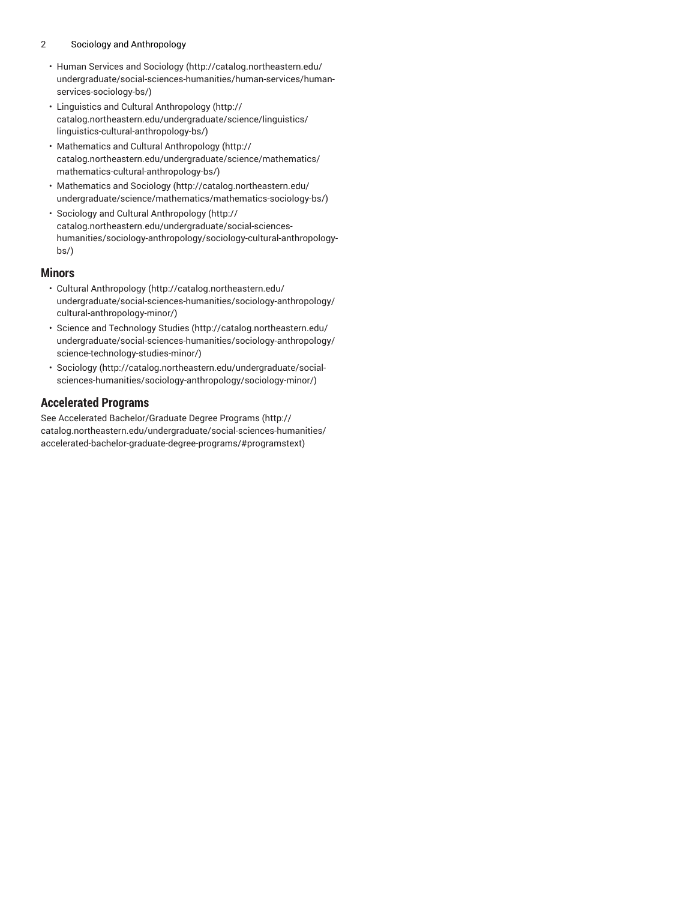- Human Services and Sociology (http://catalog.northeastern.edu/undergraduate/social-sciences-humanities/human-services/human-services-sociology-bs/)
- Linguistics and Cultural Anthropology (http://catalog.northeastern.edu/undergraduate/science/linguistics/linguistics-cultural-anthropology-bs/)
- Mathematics and Cultural Anthropology (http://catalog.northeastern.edu/undergraduate/science/mathematics/mathematics-cultural-anthropology-bs/)
- Mathematics and Sociology (http://catalog.northeastern.edu/undergraduate/science/mathematics/mathematics-sociology-bs/)
- Sociology and Cultural Anthropology (http://catalog.northeastern.edu/undergraduate/social-sciences-humanities/sociology-anthropology/sociology-cultural-anthropology-bs/)

## Minors

- Cultural Anthropology (http://catalog.northeastern.edu/undergraduate/social-sciences-humanities/sociology-anthropology/cultural-anthropology-minor/)
- Science and Technology Studies (http://catalog.northeastern.edu/undergraduate/social-sciences-humanities/sociology-anthropology/science-technology-studies-minor/)
- Sociology (http://catalog.northeastern.edu/undergraduate/social-sciences-humanities/sociology-anthropology/sociology-minor/)

## Accelerated Programs

See Accelerated Bachelor/Graduate Degree Programs (http://catalog.northeastern.edu/undergraduate/social-sciences-humanities/accelerated-bachelor-graduate-degree-programs/#programstext)